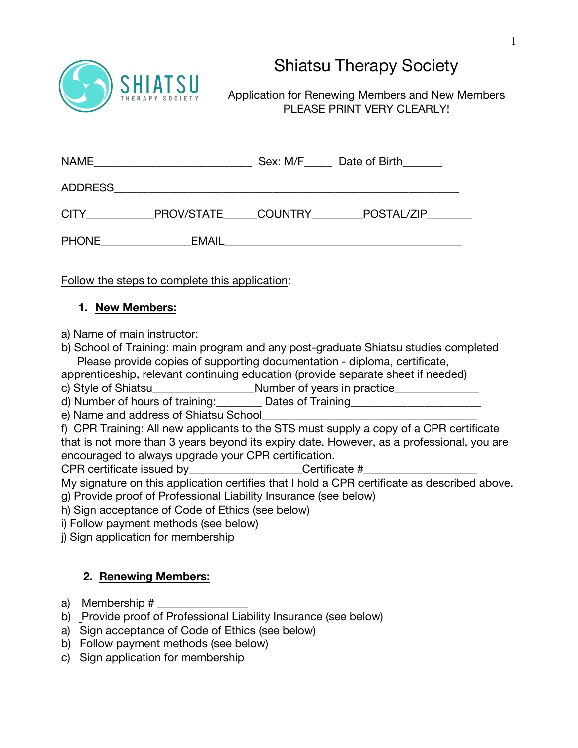# Shiatsu Therapy Society

Application for Renewing Members and New Members
PLEASE PRINT VERY CLEARLY!

NAME__________________________ Sex: M/F_____ Date of Birth______

ADDRESS_________________________________________________________

CITY___________PROV/STATE_____COUNTRY________POSTAL/ZIP_______

PHONE_______________EMAIL_______________________________________

Follow the steps to complete this application:

1. **New Members:**

a) Name of main instructor:
b) School of Training: main program and any post-graduate Shiatsu studies completed
Please provide copies of supporting documentation - diploma, certificate, apprenticeship, relevant continuing education (provide separate sheet if needed)
c) Style of Shiatsu_________________Number of years in practice______________
d) Number of hours of training:________ Dates of Training______________________
e) Name and address of Shiatsu School_____________________________________
f) CPR Training: All new applicants to the STS must supply a copy of a CPR certificate that is not more than 3 years beyond its expiry date. However, as a professional, you are encouraged to always upgrade your CPR certification.
CPR certificate issued by___________________Certificate #___________________
My signature on this application certifies that I hold a CPR certificate as described above.
g) Provide proof of Professional Liability Insurance (see below)
h) Sign acceptance of Code of Ethics (see below)
i) Follow payment methods (see below)
j) Sign application for membership

2. **Renewing Members:**

a) Membership # _______________
b) Provide proof of Professional Liability Insurance (see below)
a) Sign acceptance of Code of Ethics (see below)
b) Follow payment methods (see below)
c) Sign application for membership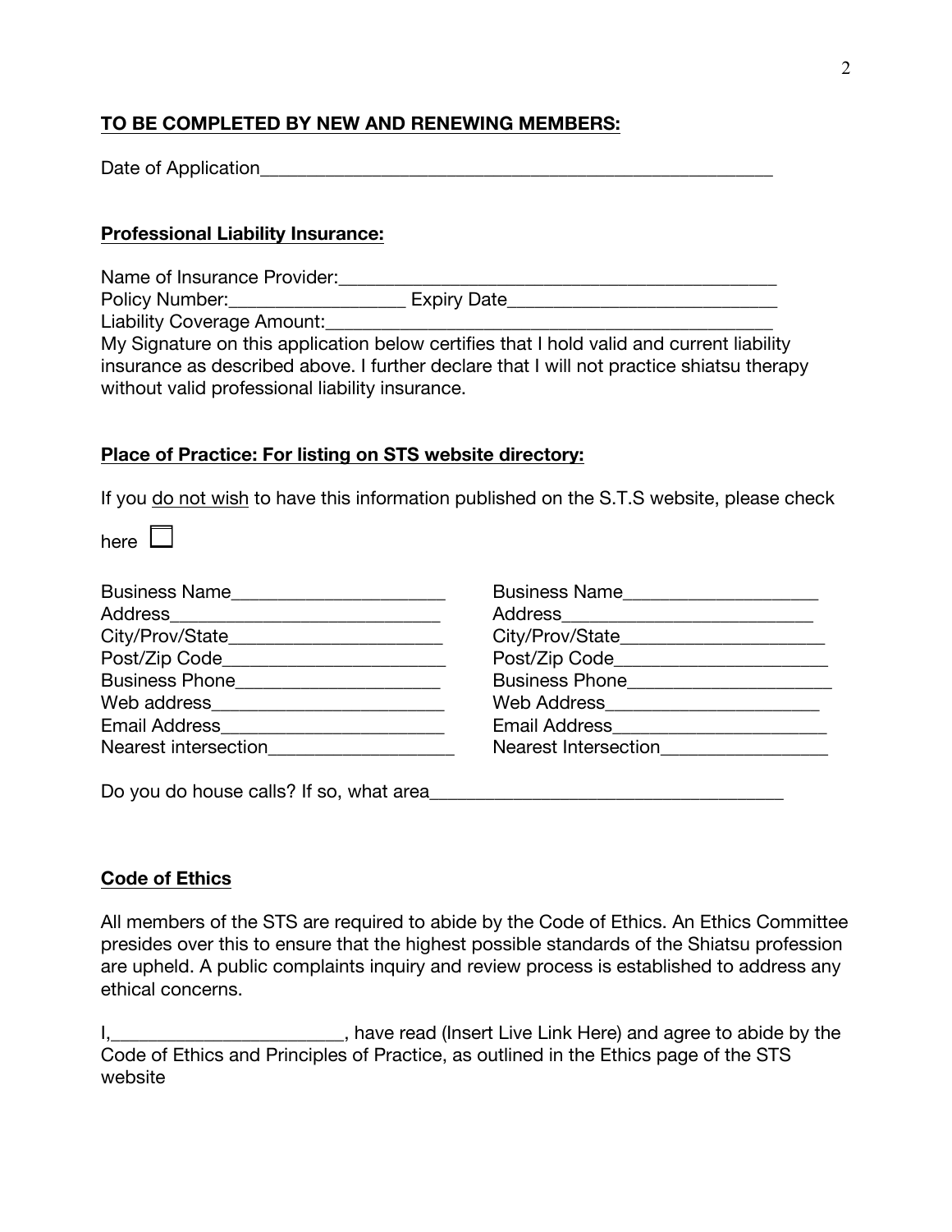**TO BE COMPLETED BY NEW AND RENEWING MEMBERS:**

Date of Application_______________________________________________________

**Professional Liability Insurance:**

Name of Insurance Provider:___________________________________________
Policy Number:_________________ Expiry Date__________________________
Liability Coverage Amount:_____________________________________________
My Signature on this application below certifies that I hold valid and current liability insurance as described above. I further declare that I will not practice shiatsu therapy without valid professional liability insurance.

**Place of Practice: For listing on STS website directory:**

If you do not wish to have this information published on the S.T.S website, please check here ☐

Business Name______________________
Address___________________________
City/Prov/State_____________________
Post/Zip Code______________________
Business Phone_____________________
Web address_______________________
Email Address______________________
Nearest intersection__________________

Business Name___________________
Address_________________________
City/Prov/State____________________
Post/Zip Code_____________________
Business Phone____________________
Web Address______________________
Email Address_____________________
Nearest Intersection_________________

Do you do house calls? If so, what area___________________________________

**Code of Ethics**

All members of the STS are required to abide by the Code of Ethics. An Ethics Committee presides over this to ensure that the highest possible standards of the Shiatsu profession are upheld. A public complaints inquiry and review process is established to address any ethical concerns.

I,_______________________, have read (Insert Live Link Here) and agree to abide by the Code of Ethics and Principles of Practice, as outlined in the Ethics page of the STS website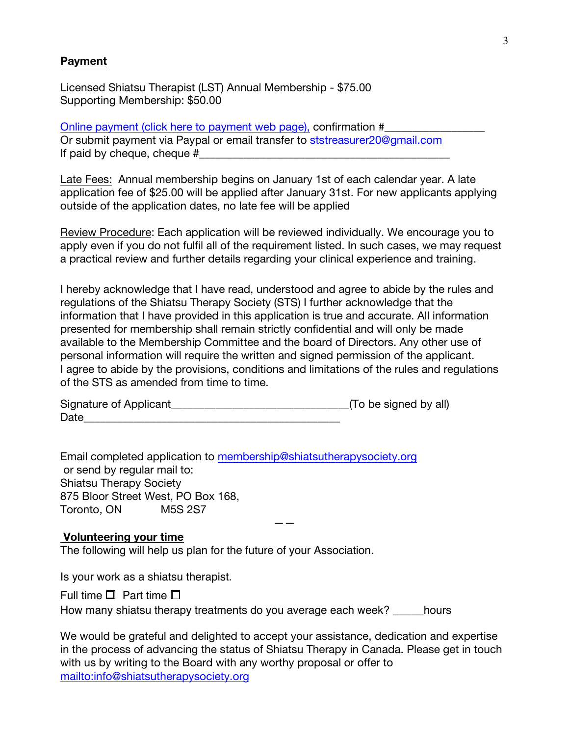**Payment**

Licensed Shiatsu Therapist (LST) Annual Membership - $75.00
Supporting Membership: $50.00

Online payment (click here to payment web page), confirmation #_________________
Or submit payment via Paypal or email transfer to ststreasurer20@gmail.com
If paid by cheque, cheque #___________________________________________

Late Fees: Annual membership begins on January 1st of each calendar year. A late application fee of $25.00 will be applied after January 31st. For new applicants applying outside of the application dates, no late fee will be applied

Review Procedure: Each application will be reviewed individually. We encourage you to apply even if you do not fulfil all of the requirement listed. In such cases, we may request a practical review and further details regarding your clinical experience and training.

I hereby acknowledge that I have read, understood and agree to abide by the rules and regulations of the Shiatsu Therapy Society (STS) I further acknowledge that the information that I have provided in this application is true and accurate. All information presented for membership shall remain strictly confidential and will only be made available to the Membership Committee and the board of Directors. Any other use of personal information will require the written and signed permission of the applicant. I agree to abide by the provisions, conditions and limitations of the rules and regulations of the STS as amended from time to time.

Signature of Applicant______________________________(To be signed by all)
Date____________________________________________

Email completed application to membership@shiatsutherapysociety.org
or send by regular mail to:
Shiatsu Therapy Society
875 Bloor Street West, PO Box 168,
Toronto, ON M5S 2S7

— —

**Volunteering your time**

The following will help us plan for the future of your Association.

Is your work as a shiatsu therapist.

Full time ☐ Part time ☐

How many shiatsu therapy treatments do you average each week? _____hours

We would be grateful and delighted to accept your assistance, dedication and expertise in the process of advancing the status of Shiatsu Therapy in Canada. Please get in touch with us by writing to the Board with any worthy proposal or offer to mailto:info@shiatsutherapysociety.org